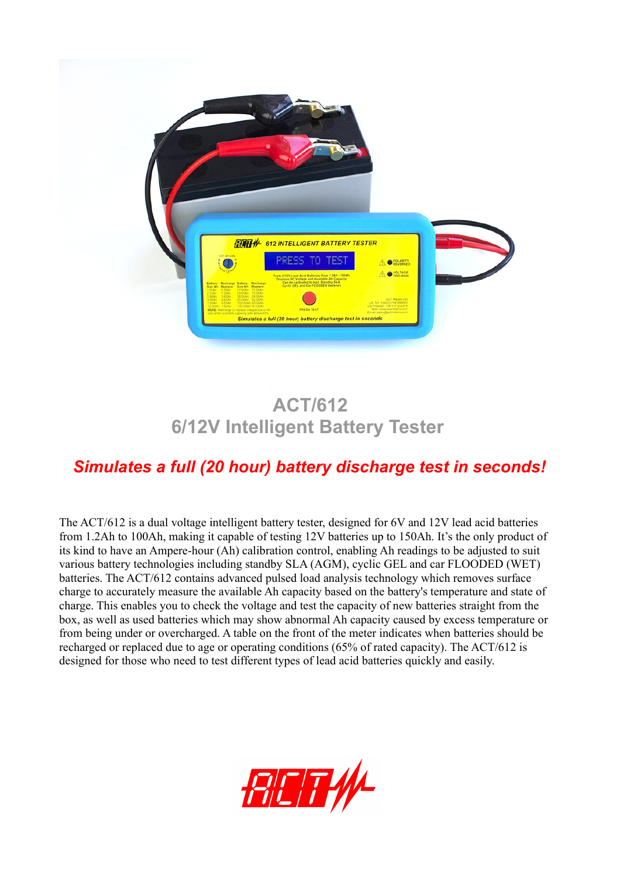# ACT/612
## 6/12V Intelligent Battery Tester

***Simulates a full (20 hour) battery discharge test in seconds!***

The ACT/612 is a dual voltage intelligent battery tester, designed for 6V and 12V lead acid batteries from 1.2Ah to 100Ah, making it capable of testing 12V batteries up to 150Ah. It's the only product of its kind to have an Ampere-hour (Ah) calibration control, enabling Ah readings to be adjusted to suit various battery technologies including standby SLA (AGM), cyclic GEL and car FLOODED (WET) batteries. The ACT/612 contains advanced pulsed load analysis technology which removes surface charge to accurately measure the available Ah capacity based on the battery's temperature and state of charge. This enables you to check the voltage and test the capacity of new batteries straight from the box, as well as used batteries which may show abnormal Ah capacity caused by excess temperature or from being under or overcharged. A table on the front of the meter indicates when batteries should be recharged or replaced due to age or operating conditions (65% of rated capacity). The ACT/612 is designed for those who need to test different types of lead acid batteries quickly and easily.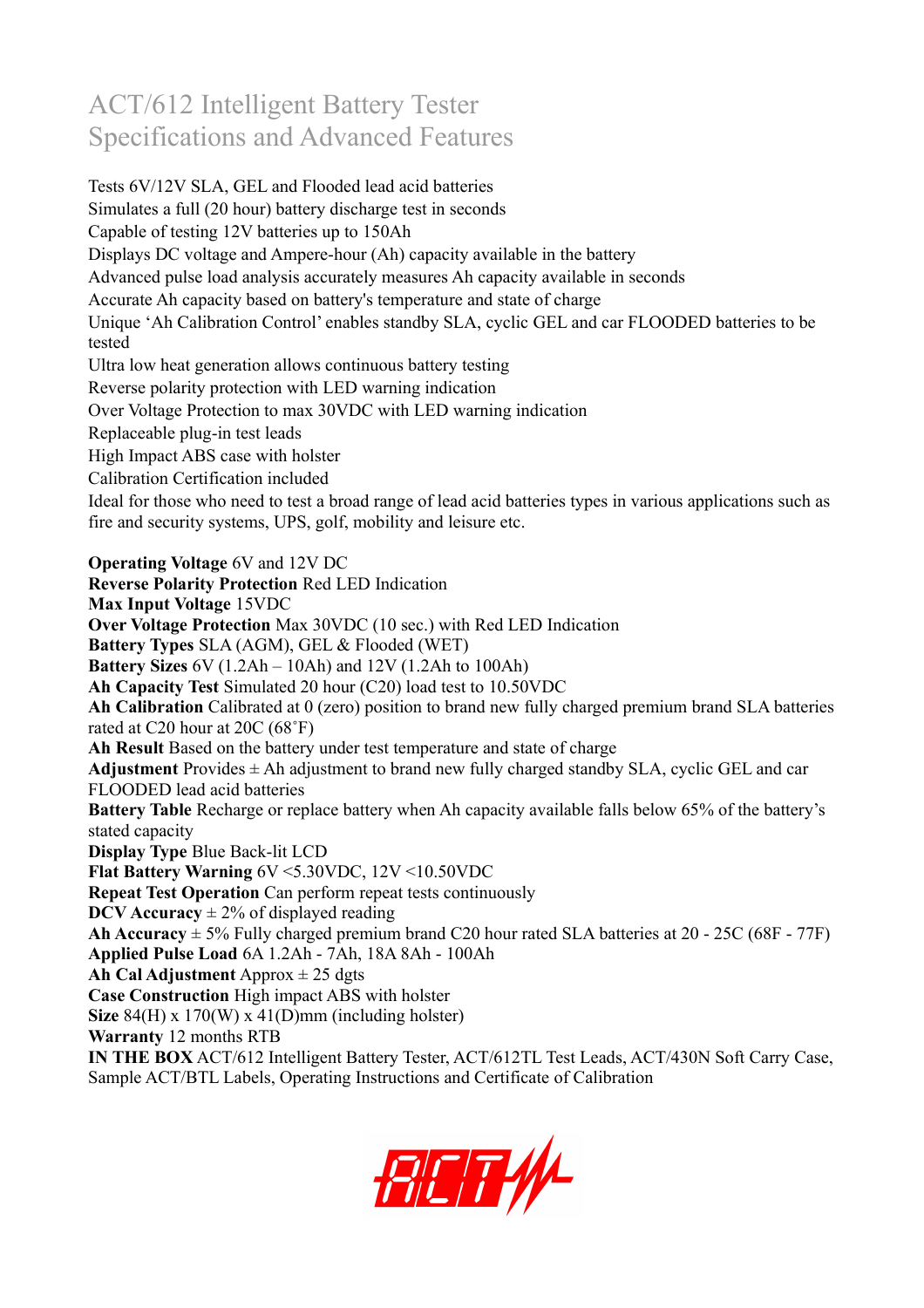# ACT/612 Intelligent Battery Tester Specifications and Advanced Features

Tests 6V/12V SLA, GEL and Flooded lead acid batteries
Simulates a full (20 hour) battery discharge test in seconds
Capable of testing 12V batteries up to 150Ah
Displays DC voltage and Ampere-hour (Ah) capacity available in the battery
Advanced pulse load analysis accurately measures Ah capacity available in seconds
Accurate Ah capacity based on battery's temperature and state of charge
Unique 'Ah Calibration Control' enables standby SLA, cyclic GEL and car FLOODED batteries to be tested
Ultra low heat generation allows continuous battery testing
Reverse polarity protection with LED warning indication
Over Voltage Protection to max 30VDC with LED warning indication
Replaceable plug-in test leads
High Impact ABS case with holster
Calibration Certification included
Ideal for those who need to test a broad range of lead acid batteries types in various applications such as fire and security systems, UPS, golf, mobility and leisure etc.

**Operating Voltage** 6V and 12V DC
**Reverse Polarity Protection** Red LED Indication
**Max Input Voltage** 15VDC
**Over Voltage Protection** Max 30VDC (10 sec.) with Red LED Indication
**Battery Types** SLA (AGM), GEL & Flooded (WET)
**Battery Sizes** 6V (1.2Ah – 10Ah) and 12V (1.2Ah to 100Ah)
**Ah Capacity Test** Simulated 20 hour (C20) load test to 10.50VDC
**Ah Calibration** Calibrated at 0 (zero) position to brand new fully charged premium brand SLA batteries rated at C20 hour at 20C (68˚F)
**Ah Result** Based on the battery under test temperature and state of charge
**Adjustment** Provides ± Ah adjustment to brand new fully charged standby SLA, cyclic GEL and car FLOODED lead acid batteries
**Battery Table** Recharge or replace battery when Ah capacity available falls below 65% of the battery's stated capacity
**Display Type** Blue Back-lit LCD
**Flat Battery Warning** 6V <5.30VDC, 12V <10.50VDC
**Repeat Test Operation** Can perform repeat tests continuously
**DCV Accuracy** ± 2% of displayed reading
**Ah Accuracy** ± 5% Fully charged premium brand C20 hour rated SLA batteries at 20 - 25C (68F - 77F)
**Applied Pulse Load** 6A 1.2Ah - 7Ah, 18A 8Ah - 100Ah
**Ah Cal Adjustment** Approx ± 25 dgts
**Case Construction** High impact ABS with holster
**Size** 84(H) x 170(W) x 41(D)mm (including holster)
**Warranty** 12 months RTB
**IN THE BOX** ACT/612 Intelligent Battery Tester, ACT/612TL Test Leads, ACT/430N Soft Carry Case, Sample ACT/BTL Labels, Operating Instructions and Certificate of Calibration